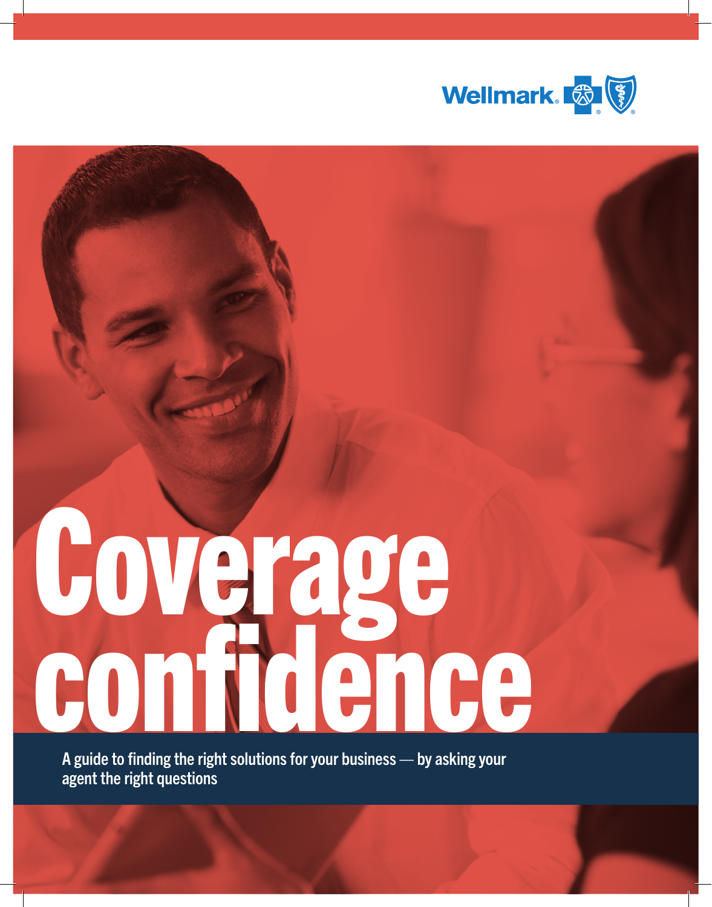Wellmark®

# Coverage confidence

A guide to finding the right solutions for your business — by asking your agent the right questions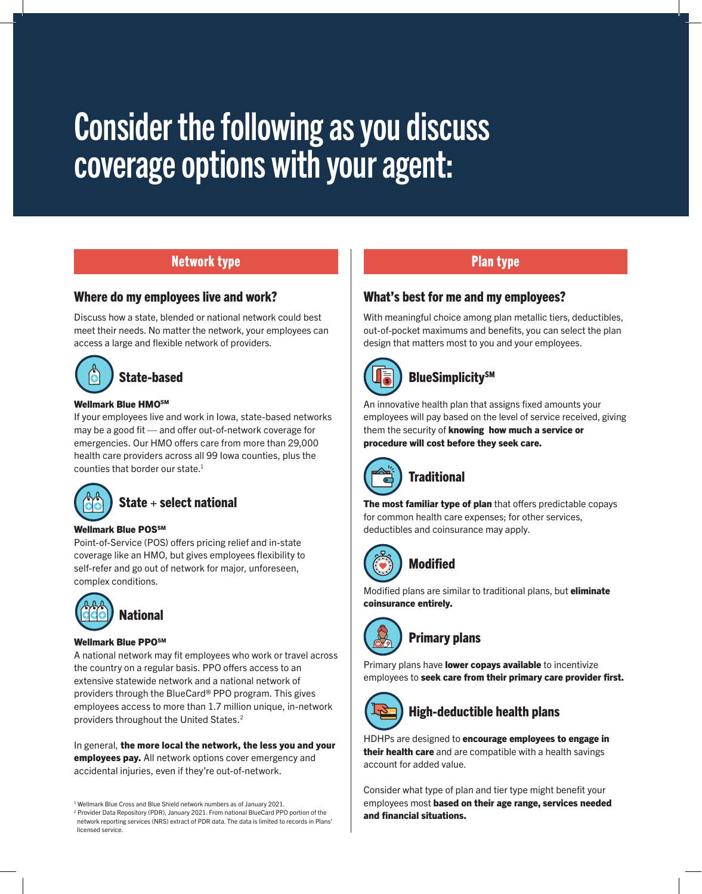# Consider the following as you discuss coverage options with your agent:

## Network type

### Where do my employees live and work?

Discuss how a state, blended or national network could best meet their needs. No matter the network, your employees can access a large and flexible network of providers.

#### State-based

**Wellmark Blue HMO℠**

If your employees live and work in Iowa, state-based networks may be a good fit — and offer out-of-network coverage for emergencies. Our HMO offers care from more than 29,000 health care providers across all 99 Iowa counties, plus the counties that border our state.[1]

#### State + select national

**Wellmark Blue POS℠**

Point-of-Service (POS) offers pricing relief and in-state coverage like an HMO, but gives employees flexibility to self-refer and go out of network for major, unforeseen, complex conditions.

#### National

**Wellmark Blue PPO℠**

A national network may fit employees who work or travel across the country on a regular basis. PPO offers access to an extensive statewide network and a national network of providers through the BlueCard® PPO program. This gives employees access to more than 1.7 million unique, in-network providers throughout the United States.[2]

In general, **the more local the network, the less you and your employees pay.** All network options cover emergency and accidental injuries, even if they're out-of-network.

[1] Wellmark Blue Cross and Blue Shield network numbers as of January 2021.
[2] Provider Data Repository (PDR), January 2021. From national BlueCard PPO portion of the network reporting services (NRS) extract of PDR data. The data is limited to records in Plans' licensed service.

## Plan type

### What's best for me and my employees?

With meaningful choice among plan metallic tiers, deductibles, out-of-pocket maximums and benefits, you can select the plan design that matters most to you and your employees.

#### BlueSimplicity℠

An innovative health plan that assigns fixed amounts your employees will pay based on the level of service received, giving them the security of **knowing how much a service or procedure will cost before they seek care.**

#### Traditional

**The most familiar type of plan** that offers predictable copays for common health care expenses; for other services, deductibles and coinsurance may apply.

#### Modified

Modified plans are similar to traditional plans, but **eliminate coinsurance entirely.**

#### Primary plans

Primary plans have **lower copays available** to incentivize employees to **seek care from their primary care provider first.**

#### High-deductible health plans

HDHPs are designed to **encourage employees to engage in their health care** and are compatible with a health savings account for added value.

Consider what type of plan and tier type might benefit your employees most **based on their age range, services needed and financial situations.**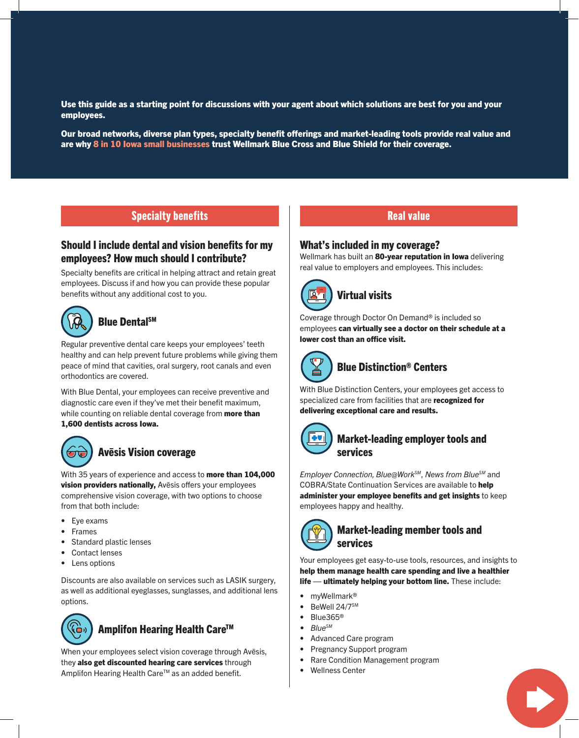**Use this guide as a starting point for discussions with your agent about which solutions are best for you and your employees.**

**Our broad networks, diverse plan types, specialty benefit offerings and market-leading tools provide real value and are why 8 in 10 Iowa small businesses trust Wellmark Blue Cross and Blue Shield for their coverage.**

## Specialty benefits

### Should I include dental and vision benefits for my employees? How much should I contribute?

Specialty benefits are critical in helping attract and retain great employees. Discuss if and how you can provide these popular benefits without any additional cost to you.

### Blue Dental℠

Regular preventive dental care keeps your employees' teeth healthy and can help prevent future problems while giving them peace of mind that cavities, oral surgery, root canals and even orthodontics are covered.

With Blue Dental, your employees can receive preventive and diagnostic care even if they've met their benefit maximum, while counting on reliable dental coverage from **more than 1,600 dentists across Iowa.**

### Avēsis Vision coverage

With 35 years of experience and access to **more than 104,000 vision providers nationally,** Avēsis offers your employees comprehensive vision coverage, with two options to choose from that both include:

- Eye exams
- Frames
- Standard plastic lenses
- Contact lenses
- Lens options

Discounts are also available on services such as LASIK surgery, as well as additional eyeglasses, sunglasses, and additional lens options.

### Amplifon Hearing Health Care™

When your employees select vision coverage through Avēsis, they **also get discounted hearing care services** through Amplifon Hearing Health Care™ as an added benefit.

## Real value

### What's included in my coverage?

Wellmark has built an **80-year reputation in Iowa** delivering real value to employers and employees. This includes:

### Virtual visits

Coverage through Doctor On Demand® is included so employees **can virtually see a doctor on their schedule at a lower cost than an office visit.**

### Blue Distinction® Centers

With Blue Distinction Centers, your employees get access to specialized care from facilities that are **recognized for delivering exceptional care and results.**

### Market-leading employer tools and services

*Employer Connection, Blue@Work℠, News from Blue℠* and COBRA/State Continuation Services are available to **help administer your employee benefits and get insights** to keep employees happy and healthy.

### Market-leading member tools and services

Your employees get easy-to-use tools, resources, and insights to **help them manage health care spending and live a healthier life — ultimately helping your bottom line.** These include:

- myWellmark®
- BeWell 24/7℠
- Blue365®
- *Blue℠*
- Advanced Care program
- Pregnancy Support program
- Rare Condition Management program
- Wellness Center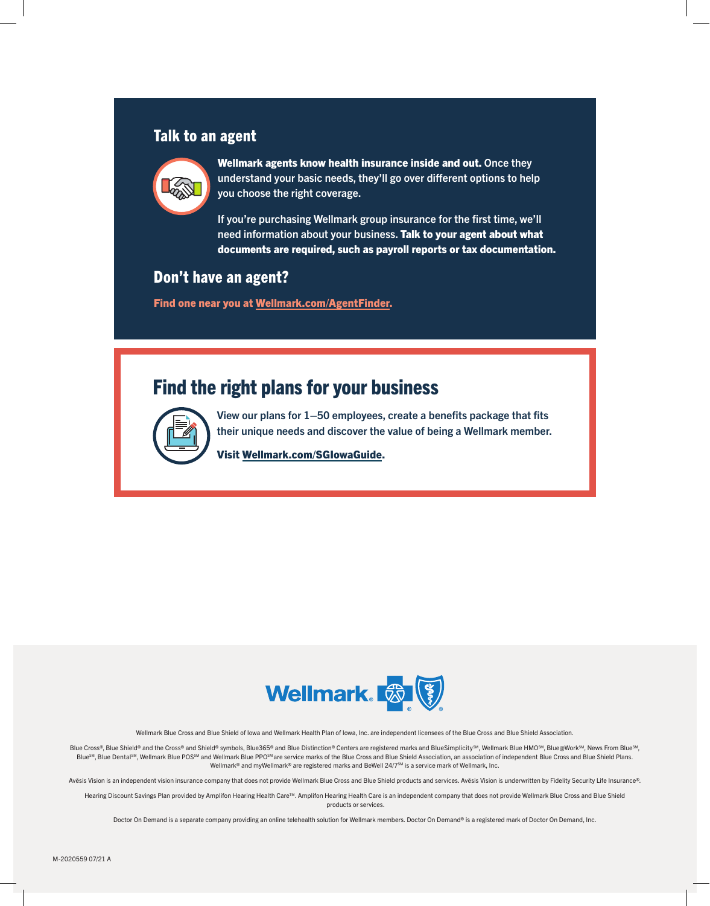## Talk to an agent

**Wellmark agents know health insurance inside and out.** Once they understand your basic needs, they'll go over different options to help you choose the right coverage.

If you're purchasing Wellmark group insurance for the first time, we'll need information about your business. **Talk to your agent about what documents are required, such as payroll reports or tax documentation.**

## Don't have an agent?

**Find one near you at Wellmark.com/AgentFinder.**

# Find the right plans for your business

View our plans for 1–50 employees, create a benefits package that fits their unique needs and discover the value of being a Wellmark member.

**Visit Wellmark.com/SGIowaGuide.**

Wellmark Blue Cross and Blue Shield of Iowa and Wellmark Health Plan of Iowa, Inc. are independent licensees of the Blue Cross and Blue Shield Association.

Blue Cross®, Blue Shield® and the Cross® and Shield® symbols, Blue365® and Blue Distinction® Centers are registered marks and BlueSimplicity℠, Wellmark Blue HMO℠, Blue@Work℠, News From Blue℠, Blue℠, Blue Dental℠, Wellmark Blue POS℠ and Wellmark Blue PPO℠ are service marks of the Blue Cross and Blue Shield Association, an association of independent Blue Cross and Blue Shield Plans. Wellmark® and myWellmark® are registered marks and BeWell 24/7℠ is a service mark of Wellmark, Inc.

Avēsis Vision is an independent vision insurance company that does not provide Wellmark Blue Cross and Blue Shield products and services. Avēsis Vision is underwritten by Fidelity Security Life Insurance®.

Hearing Discount Savings Plan provided by Amplifon Hearing Health Care™. Amplifon Hearing Health Care is an independent company that does not provide Wellmark Blue Cross and Blue Shield products or services.

Doctor On Demand is a separate company providing an online telehealth solution for Wellmark members. Doctor On Demand® is a registered mark of Doctor On Demand, Inc.

M-2020559 07/21 A